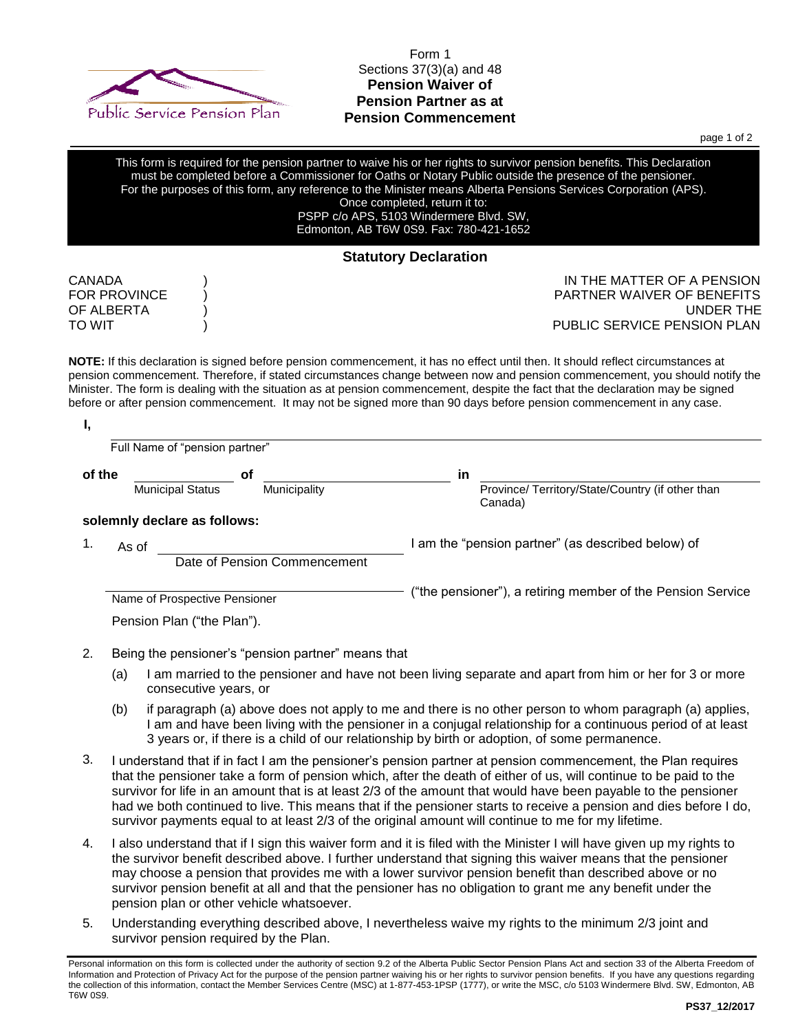Public Service Pension Plan

Form 1
Sections 37(3)(a) and 48
**Pension Waiver of Pension Partner as at Pension Commencement**

This form is required for the pension partner to waive his or her rights to survivor pension benefits. This Declaration must be completed before a Commissioner for Oaths or Notary Public outside the presence of the pensioner. For the purposes of this form, any reference to the Minister means Alberta Pensions Services Corporation (APS). Once completed, return it to:
PSPP c/o APS, 5103 Windermere Blvd. SW, Edmonton, AB T6W 0S9. Fax: 780-421-1652

## Statutory Declaration

CANADA )
FOR PROVINCE )
OF ALBERTA )
TO WIT )

IN THE MATTER OF A PENSION PARTNER WAIVER OF BENEFITS UNDER THE PUBLIC SERVICE PENSION PLAN

**NOTE:** If this declaration is signed before pension commencement, it has no effect until then. It should reflect circumstances at pension commencement. Therefore, if stated circumstances change between now and pension commencement, you should notify the Minister. The form is dealing with the situation as at pension commencement, despite the fact that the declaration may be signed before or after pension commencement. It may not be signed more than 90 days before pension commencement in any case.

**I,** \_\_\_\_\_\_\_\_\_\_\_\_\_\_\_\_\_\_\_\_\_\_\_\_\_\_\_\_\_\_\_\_\_\_\_\_\_\_\_\_
Full Name of "pension partner"

**of the** \_\_\_\_\_\_\_\_\_\_\_\_ **of** \_\_\_\_\_\_\_\_\_\_\_\_\_\_\_\_\_\_ **in** \_\_\_\_\_\_\_\_\_\_\_\_\_\_\_\_\_\_\_\_\_\_
Municipal Status — Municipality — Province/ Territory/State/Country (if other than Canada)

**solemnly declare as follows:**

1. As of \_\_\_\_\_\_\_\_\_\_\_\_\_\_\_\_\_\_\_\_\_\_\_\_ (Date of Pension Commencement) I am the "pension partner" (as described below) of \_\_\_\_\_\_\_\_\_\_\_\_\_\_\_\_\_\_\_\_\_\_\_\_ (Name of Prospective Pensioner) ("the pensioner"), a retiring member of the Pension Service Pension Plan ("the Plan").

2. Being the pensioner's "pension partner" means that
   (a) I am married to the pensioner and have not been living separate and apart from him or her for 3 or more consecutive years, or
   (b) if paragraph (a) above does not apply to me and there is no other person to whom paragraph (a) applies, I am and have been living with the pensioner in a conjugal relationship for a continuous period of at least 3 years or, if there is a child of our relationship by birth or adoption, of some permanence.

3. I understand that if in fact I am the pensioner's pension partner at pension commencement, the Plan requires that the pensioner take a form of pension which, after the death of either of us, will continue to be paid to the survivor for life in an amount that is at least 2/3 of the amount that would have been payable to the pensioner had we both continued to live. This means that if the pensioner starts to receive a pension and dies before I do, survivor payments equal to at least 2/3 of the original amount will continue to me for my lifetime.

4. I also understand that if I sign this waiver form and it is filed with the Minister I will have given up my rights to the survivor benefit described above. I further understand that signing this waiver means that the pensioner may choose a pension that provides me with a lower survivor pension benefit than described above or no survivor pension benefit at all and that the pensioner has no obligation to grant me any benefit under the pension plan or other vehicle whatsoever.

5. Understanding everything described above, I nevertheless waive my rights to the minimum 2/3 joint and survivor pension required by the Plan.

Personal information on this form is collected under the authority of section 9.2 of the Alberta Public Sector Pension Plans Act and section 33 of the Alberta Freedom of Information and Protection of Privacy Act for the purpose of the pension partner waiving his or her rights to survivor pension benefits. If you have any questions regarding the collection of this information, contact the Member Services Centre (MSC) at 1-877-453-1PSP (1777), or write the MSC, c/o 5103 Windermere Blvd. SW, Edmonton, AB T6W 0S9.

PS37_12/2017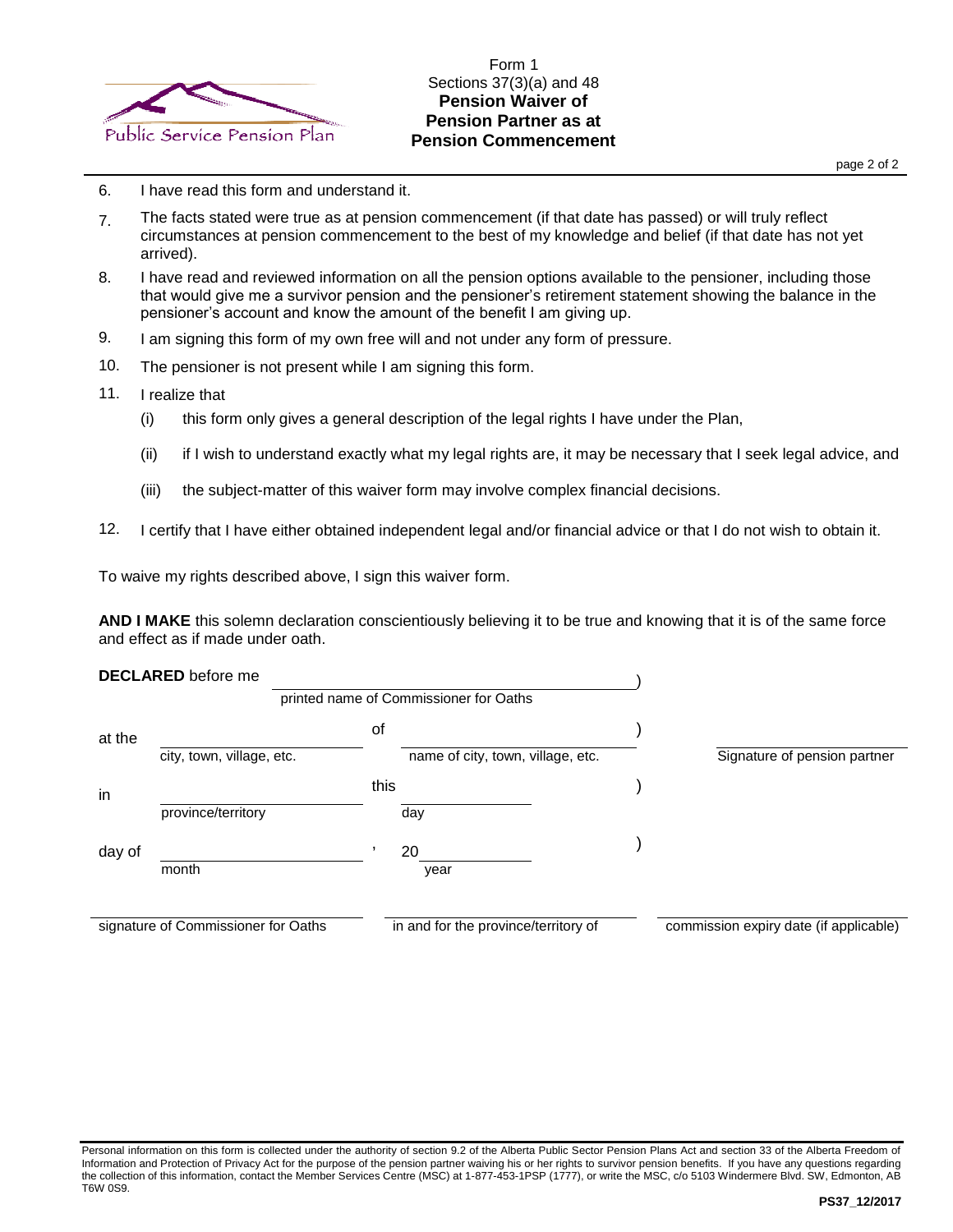Public Service Pension Plan

Form 1
Sections 37(3)(a) and 48
**Pension Waiver of Pension Partner as at Pension Commencement**

6. I have read this form and understand it.
7. The facts stated were true as at pension commencement (if that date has passed) or will truly reflect circumstances at pension commencement to the best of my knowledge and belief (if that date has not yet arrived).
8. I have read and reviewed information on all the pension options available to the pensioner, including those that would give me a survivor pension and the pensioner's retirement statement showing the balance in the pensioner's account and know the amount of the benefit I am giving up.
9. I am signing this form of my own free will and not under any form of pressure.
10. The pensioner is not present while I am signing this form.
11. I realize that
    (i) this form only gives a general description of the legal rights I have under the Plan,
    (ii) if I wish to understand exactly what my legal rights are, it may be necessary that I seek legal advice, and
    (iii) the subject-matter of this waiver form may involve complex financial decisions.
12. I certify that I have either obtained independent legal and/or financial advice or that I do not wish to obtain it.

To waive my rights described above, I sign this waiver form.

**AND I MAKE** this solemn declaration conscientiously believing it to be true and knowing that it is of the same force and effect as if made under oath.

**DECLARED** before me ______________________________ )
printed name of Commissioner for Oaths

at the ____________________ of ______________________________ )
city, town, village, etc. — name of city, town, village, etc.

in ____________________ this ____________ )
province/territory — day

day of ____________________, 20________ )
month — year

Signature of pension partner

signature of Commissioner for Oaths — in and for the province/territory of — commission expiry date (if applicable)

Personal information on this form is collected under the authority of section 9.2 of the Alberta Public Sector Pension Plans Act and section 33 of the Alberta Freedom of Information and Protection of Privacy Act for the purpose of the pension partner waiving his or her rights to survivor pension benefits. If you have any questions regarding the collection of this information, contact the Member Services Centre (MSC) at 1-877-453-1PSP (1777), or write the MSC, c/o 5103 Windermere Blvd. SW, Edmonton, AB T6W 0S9.

**PS37_12/2017**